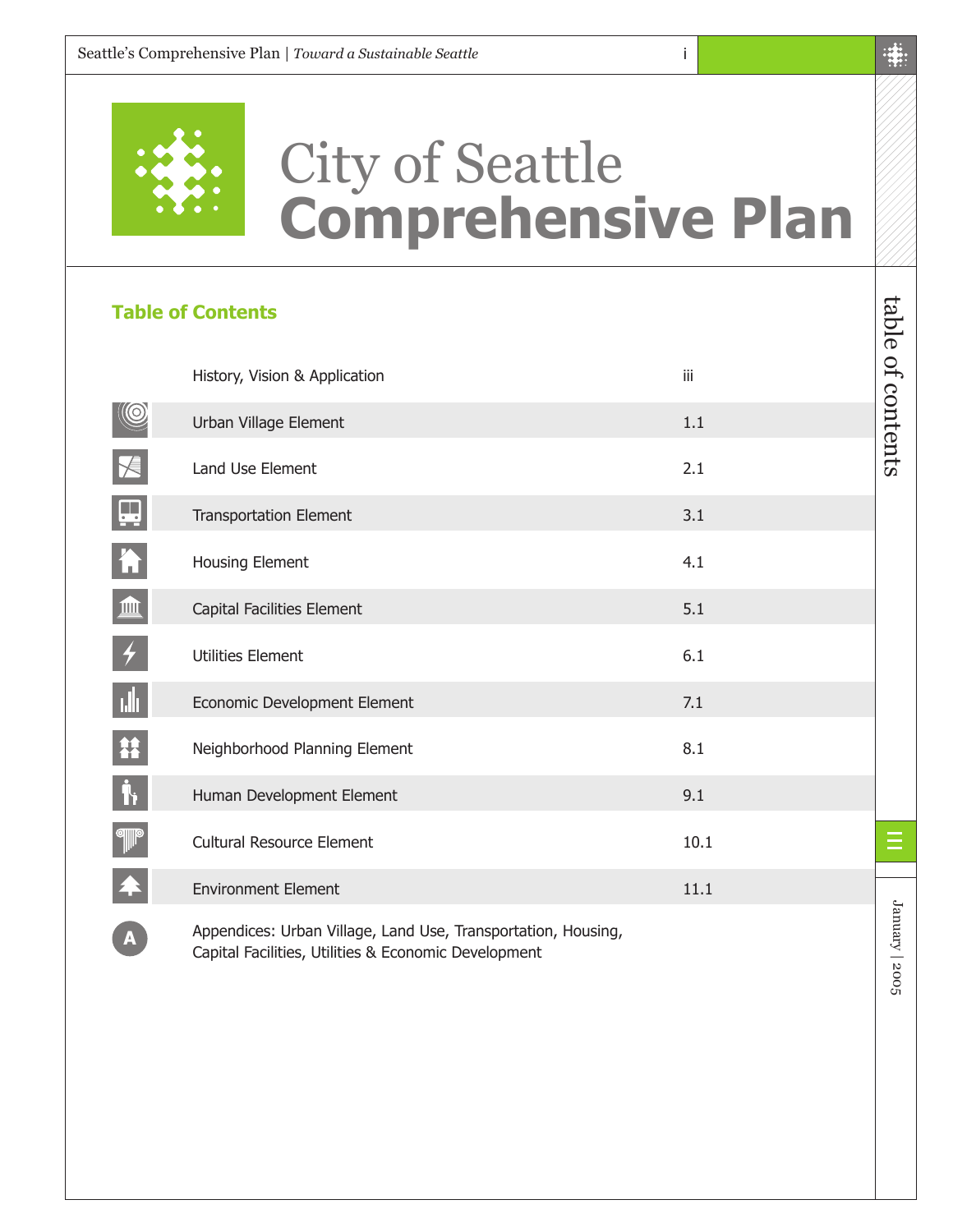# City of Seattle
# Comprehensive Plan

## Table of Contents

| Section | Page |
|---|---|
| History, Vision & Application | iii |
| Urban Village Element | 1.1 |
| Land Use Element | 2.1 |
| Transportation Element | 3.1 |
| Housing Element | 4.1 |
| Capital Facilities Element | 5.1 |
| Utilities Element | 6.1 |
| Economic Development Element | 7.1 |
| Neighborhood Planning Element | 8.1 |
| Human Development Element | 9.1 |
| Cultural Resource Element | 10.1 |
| Environment Element | 11.1 |
| Appendices: Urban Village, Land Use, Transportation, Housing, Capital Facilities, Utilities & Economic Development | |

January | 2005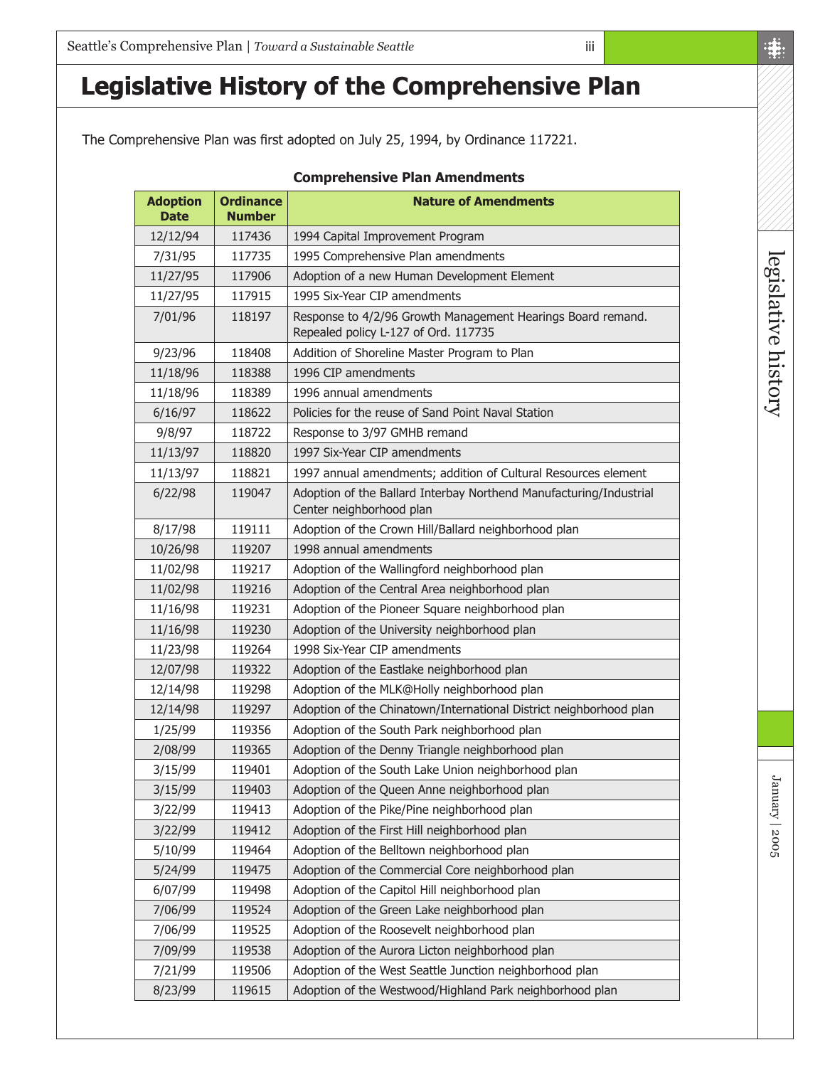# Legislative History of the Comprehensive Plan

The Comprehensive Plan was first adopted on July 25, 1994, by Ordinance 117221.

**Comprehensive Plan Amendments**

| Adoption Date | Ordinance Number | Nature of Amendments |
|---|---|---|
| 12/12/94 | 117436 | 1994 Capital Improvement Program |
| 7/31/95 | 117735 | 1995 Comprehensive Plan amendments |
| 11/27/95 | 117906 | Adoption of a new Human Development Element |
| 11/27/95 | 117915 | 1995 Six-Year CIP amendments |
| 7/01/96 | 118197 | Response to 4/2/96 Growth Management Hearings Board remand. Repealed policy L-127 of Ord. 117735 |
| 9/23/96 | 118408 | Addition of Shoreline Master Program to Plan |
| 11/18/96 | 118388 | 1996 CIP amendments |
| 11/18/96 | 118389 | 1996 annual amendments |
| 6/16/97 | 118622 | Policies for the reuse of Sand Point Naval Station |
| 9/8/97 | 118722 | Response to 3/97 GMHB remand |
| 11/13/97 | 118820 | 1997 Six-Year CIP amendments |
| 11/13/97 | 118821 | 1997 annual amendments; addition of Cultural Resources element |
| 6/22/98 | 119047 | Adoption of the Ballard Interbay Northend Manufacturing/Industrial Center neighborhood plan |
| 8/17/98 | 119111 | Adoption of the Crown Hill/Ballard neighborhood plan |
| 10/26/98 | 119207 | 1998 annual amendments |
| 11/02/98 | 119217 | Adoption of the Wallingford neighborhood plan |
| 11/02/98 | 119216 | Adoption of the Central Area neighborhood plan |
| 11/16/98 | 119231 | Adoption of the Pioneer Square neighborhood plan |
| 11/16/98 | 119230 | Adoption of the University neighborhood plan |
| 11/23/98 | 119264 | 1998 Six-Year CIP amendments |
| 12/07/98 | 119322 | Adoption of the Eastlake neighborhood plan |
| 12/14/98 | 119298 | Adoption of the MLK@Holly neighborhood plan |
| 12/14/98 | 119297 | Adoption of the Chinatown/International District neighborhood plan |
| 1/25/99 | 119356 | Adoption of the South Park neighborhood plan |
| 2/08/99 | 119365 | Adoption of the Denny Triangle neighborhood plan |
| 3/15/99 | 119401 | Adoption of the South Lake Union neighborhood plan |
| 3/15/99 | 119403 | Adoption of the Queen Anne neighborhood plan |
| 3/22/99 | 119413 | Adoption of the Pike/Pine neighborhood plan |
| 3/22/99 | 119412 | Adoption of the First Hill neighborhood plan |
| 5/10/99 | 119464 | Adoption of the Belltown neighborhood plan |
| 5/24/99 | 119475 | Adoption of the Commercial Core neighborhood plan |
| 6/07/99 | 119498 | Adoption of the Capitol Hill neighborhood plan |
| 7/06/99 | 119524 | Adoption of the Green Lake neighborhood plan |
| 7/06/99 | 119525 | Adoption of the Roosevelt neighborhood plan |
| 7/09/99 | 119538 | Adoption of the Aurora Licton neighborhood plan |
| 7/21/99 | 119506 | Adoption of the West Seattle Junction neighborhood plan |
| 8/23/99 | 119615 | Adoption of the Westwood/Highland Park neighborhood plan |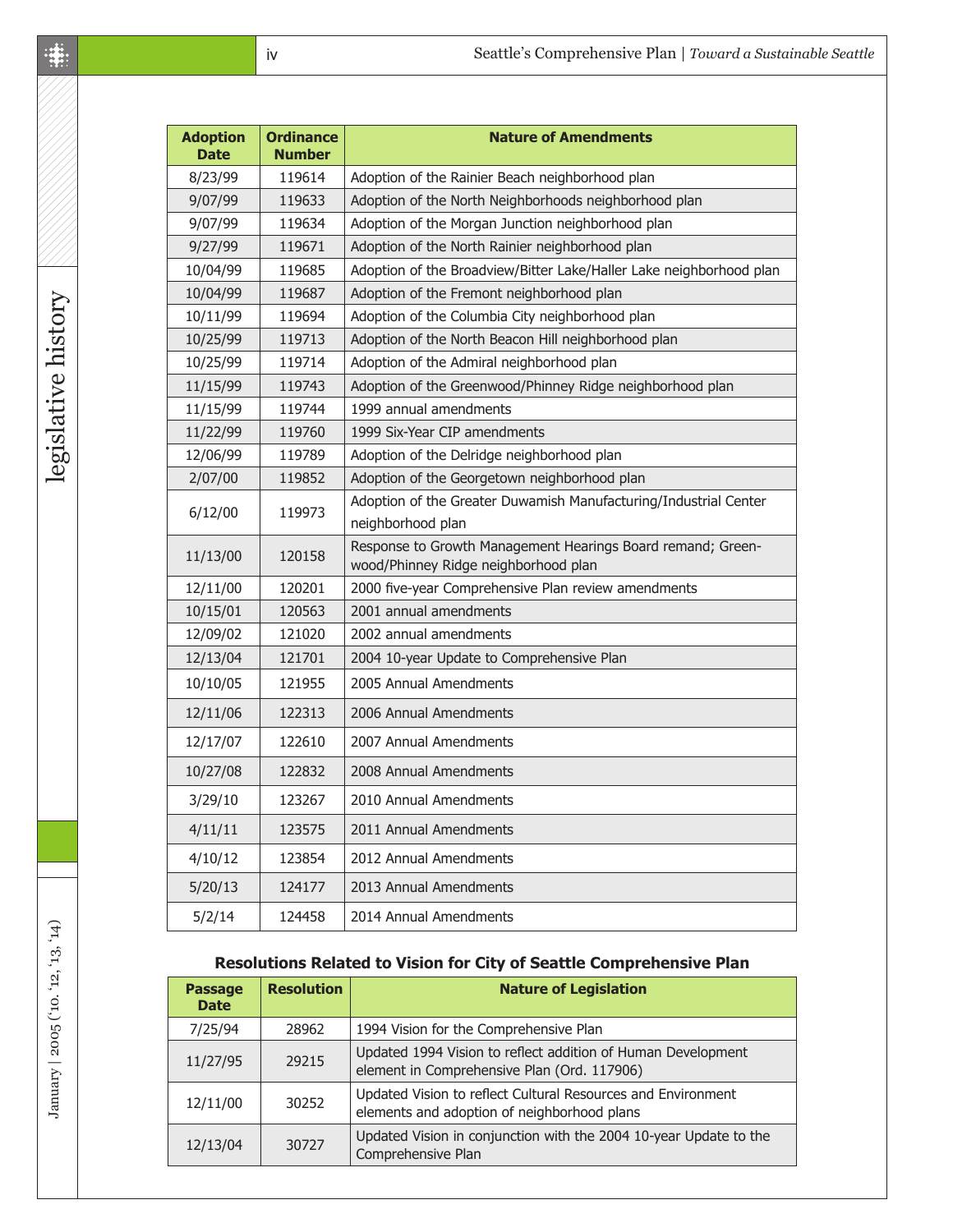| Adoption Date | Ordinance Number | Nature of Amendments |
|---|---|---|
| 8/23/99 | 119614 | Adoption of the Rainier Beach neighborhood plan |
| 9/07/99 | 119633 | Adoption of the North Neighborhoods neighborhood plan |
| 9/07/99 | 119634 | Adoption of the Morgan Junction neighborhood plan |
| 9/27/99 | 119671 | Adoption of the North Rainier neighborhood plan |
| 10/04/99 | 119685 | Adoption of the Broadview/Bitter Lake/Haller Lake neighborhood plan |
| 10/04/99 | 119687 | Adoption of the Fremont neighborhood plan |
| 10/11/99 | 119694 | Adoption of the Columbia City neighborhood plan |
| 10/25/99 | 119713 | Adoption of the North Beacon Hill neighborhood plan |
| 10/25/99 | 119714 | Adoption of the Admiral neighborhood plan |
| 11/15/99 | 119743 | Adoption of the Greenwood/Phinney Ridge neighborhood plan |
| 11/15/99 | 119744 | 1999 annual amendments |
| 11/22/99 | 119760 | 1999 Six-Year CIP amendments |
| 12/06/99 | 119789 | Adoption of the Delridge neighborhood plan |
| 2/07/00 | 119852 | Adoption of the Georgetown neighborhood plan |
| 6/12/00 | 119973 | Adoption of the Greater Duwamish Manufacturing/Industrial Center neighborhood plan |
| 11/13/00 | 120158 | Response to Growth Management Hearings Board remand; Greenwood/Phinney Ridge neighborhood plan |
| 12/11/00 | 120201 | 2000 five-year Comprehensive Plan review amendments |
| 10/15/01 | 120563 | 2001 annual amendments |
| 12/09/02 | 121020 | 2002 annual amendments |
| 12/13/04 | 121701 | 2004 10-year Update to Comprehensive Plan |
| 10/10/05 | 121955 | 2005 Annual Amendments |
| 12/11/06 | 122313 | 2006 Annual Amendments |
| 12/17/07 | 122610 | 2007 Annual Amendments |
| 10/27/08 | 122832 | 2008 Annual Amendments |
| 3/29/10 | 123267 | 2010 Annual Amendments |
| 4/11/11 | 123575 | 2011 Annual Amendments |
| 4/10/12 | 123854 | 2012 Annual Amendments |
| 5/20/13 | 124177 | 2013 Annual Amendments |
| 5/2/14 | 124458 | 2014 Annual Amendments |

### Resolutions Related to Vision for City of Seattle Comprehensive Plan

| Passage Date | Resolution | Nature of Legislation |
|---|---|---|
| 7/25/94 | 28962 | 1994 Vision for the Comprehensive Plan |
| 11/27/95 | 29215 | Updated 1994 Vision to reflect addition of Human Development element in Comprehensive Plan (Ord. 117906) |
| 12/11/00 | 30252 | Updated Vision to reflect Cultural Resources and Environment elements and adoption of neighborhood plans |
| 12/13/04 | 30727 | Updated Vision in conjunction with the 2004 10-year Update to the Comprehensive Plan |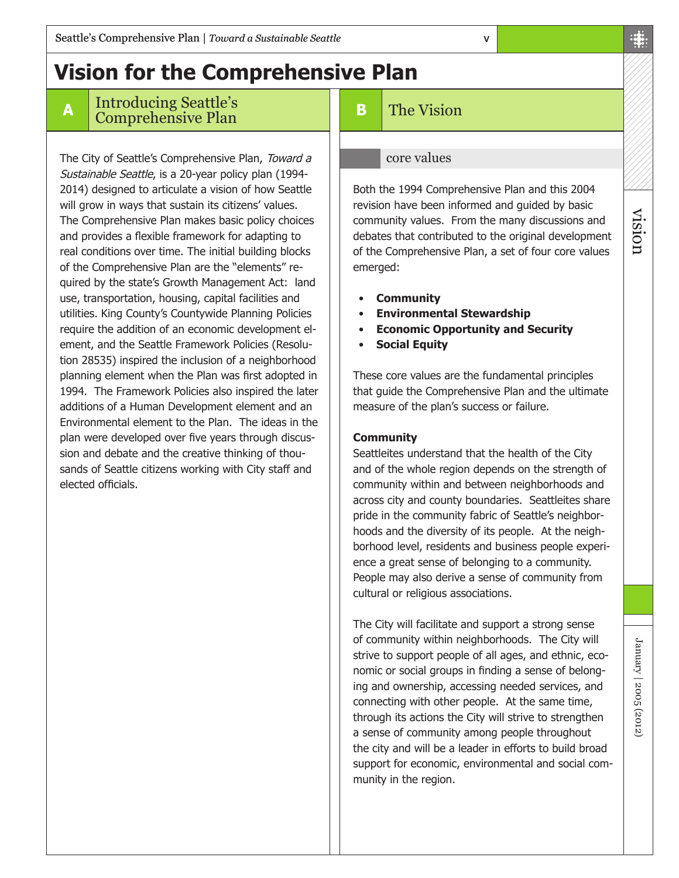# Vision for the Comprehensive Plan

## A Introducing Seattle's Comprehensive Plan

The City of Seattle's Comprehensive Plan, *Toward a Sustainable Seattle*, is a 20-year policy plan (1994-2014) designed to articulate a vision of how Seattle will grow in ways that sustain its citizens' values. The Comprehensive Plan makes basic policy choices and provides a flexible framework for adapting to real conditions over time. The initial building blocks of the Comprehensive Plan are the "elements" required by the state's Growth Management Act: land use, transportation, housing, capital facilities and utilities. King County's Countywide Planning Policies require the addition of an economic development element, and the Seattle Framework Policies (Resolution 28535) inspired the inclusion of a neighborhood planning element when the Plan was first adopted in 1994. The Framework Policies also inspired the later additions of a Human Development element and an Environmental element to the Plan. The ideas in the plan were developed over five years through discussion and debate and the creative thinking of thousands of Seattle citizens working with City staff and elected officials.

## B The Vision

### core values

Both the 1994 Comprehensive Plan and this 2004 revision have been informed and guided by basic community values. From the many discussions and debates that contributed to the original development of the Comprehensive Plan, a set of four core values emerged:

- **Community**
- **Environmental Stewardship**
- **Economic Opportunity and Security**
- **Social Equity**

These core values are the fundamental principles that guide the Comprehensive Plan and the ultimate measure of the plan's success or failure.

**Community**

Seattleites understand that the health of the City and of the whole region depends on the strength of community within and between neighborhoods and across city and county boundaries. Seattleites share pride in the community fabric of Seattle's neighborhoods and the diversity of its people. At the neighborhood level, residents and business people experience a great sense of belonging to a community. People may also derive a sense of community from cultural or religious associations.

The City will facilitate and support a strong sense of community within neighborhoods. The City will strive to support people of all ages, and ethnic, economic or social groups in finding a sense of belonging and ownership, accessing needed services, and connecting with other people. At the same time, through its actions the City will strive to strengthen a sense of community among people throughout the city and will be a leader in efforts to build broad support for economic, environmental and social community in the region.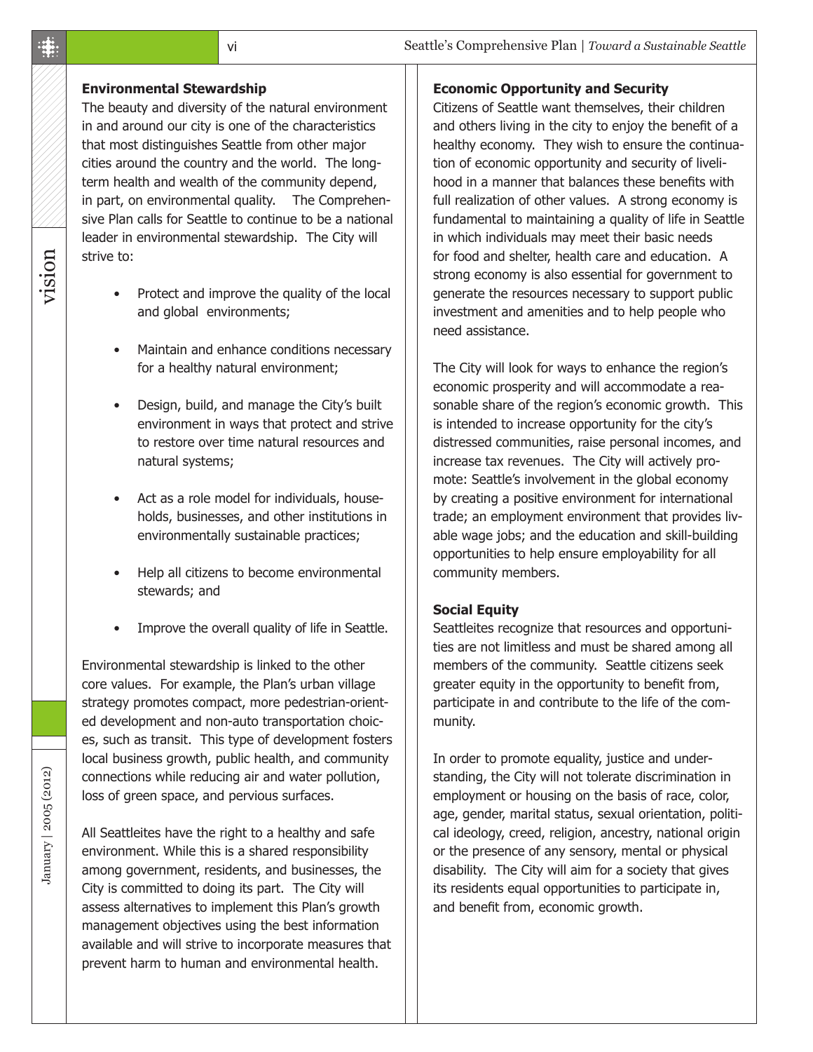### Environmental Stewardship

The beauty and diversity of the natural environment in and around our city is one of the characteristics that most distinguishes Seattle from other major cities around the country and the world. The long-term health and wealth of the community depend, in part, on environmental quality. The Comprehensive Plan calls for Seattle to continue to be a national leader in environmental stewardship. The City will strive to:

- Protect and improve the quality of the local and global environments;
- Maintain and enhance conditions necessary for a healthy natural environment;
- Design, build, and manage the City's built environment in ways that protect and strive to restore over time natural resources and natural systems;
- Act as a role model for individuals, households, businesses, and other institutions in environmentally sustainable practices;
- Help all citizens to become environmental stewards; and
- Improve the overall quality of life in Seattle.

Environmental stewardship is linked to the other core values. For example, the Plan's urban village strategy promotes compact, more pedestrian-oriented development and non-auto transportation choices, such as transit. This type of development fosters local business growth, public health, and community connections while reducing air and water pollution, loss of green space, and pervious surfaces.

All Seattleites have the right to a healthy and safe environment. While this is a shared responsibility among government, residents, and businesses, the City is committed to doing its part. The City will assess alternatives to implement this Plan's growth management objectives using the best information available and will strive to incorporate measures that prevent harm to human and environmental health.

### Economic Opportunity and Security

Citizens of Seattle want themselves, their children and others living in the city to enjoy the benefit of a healthy economy. They wish to ensure the continuation of economic opportunity and security of livelihood in a manner that balances these benefits with full realization of other values. A strong economy is fundamental to maintaining a quality of life in Seattle in which individuals may meet their basic needs for food and shelter, health care and education. A strong economy is also essential for government to generate the resources necessary to support public investment and amenities and to help people who need assistance.

The City will look for ways to enhance the region's economic prosperity and will accommodate a reasonable share of the region's economic growth. This is intended to increase opportunity for the city's distressed communities, raise personal incomes, and increase tax revenues. The City will actively promote: Seattle's involvement in the global economy by creating a positive environment for international trade; an employment environment that provides livable wage jobs; and the education and skill-building opportunities to help ensure employability for all community members.

### Social Equity

Seattleites recognize that resources and opportunities are not limitless and must be shared among all members of the community. Seattle citizens seek greater equity in the opportunity to benefit from, participate in and contribute to the life of the community.

In order to promote equality, justice and understanding, the City will not tolerate discrimination in employment or housing on the basis of race, color, age, gender, marital status, sexual orientation, political ideology, creed, religion, ancestry, national origin or the presence of any sensory, mental or physical disability. The City will aim for a society that gives its residents equal opportunities to participate in, and benefit from, economic growth.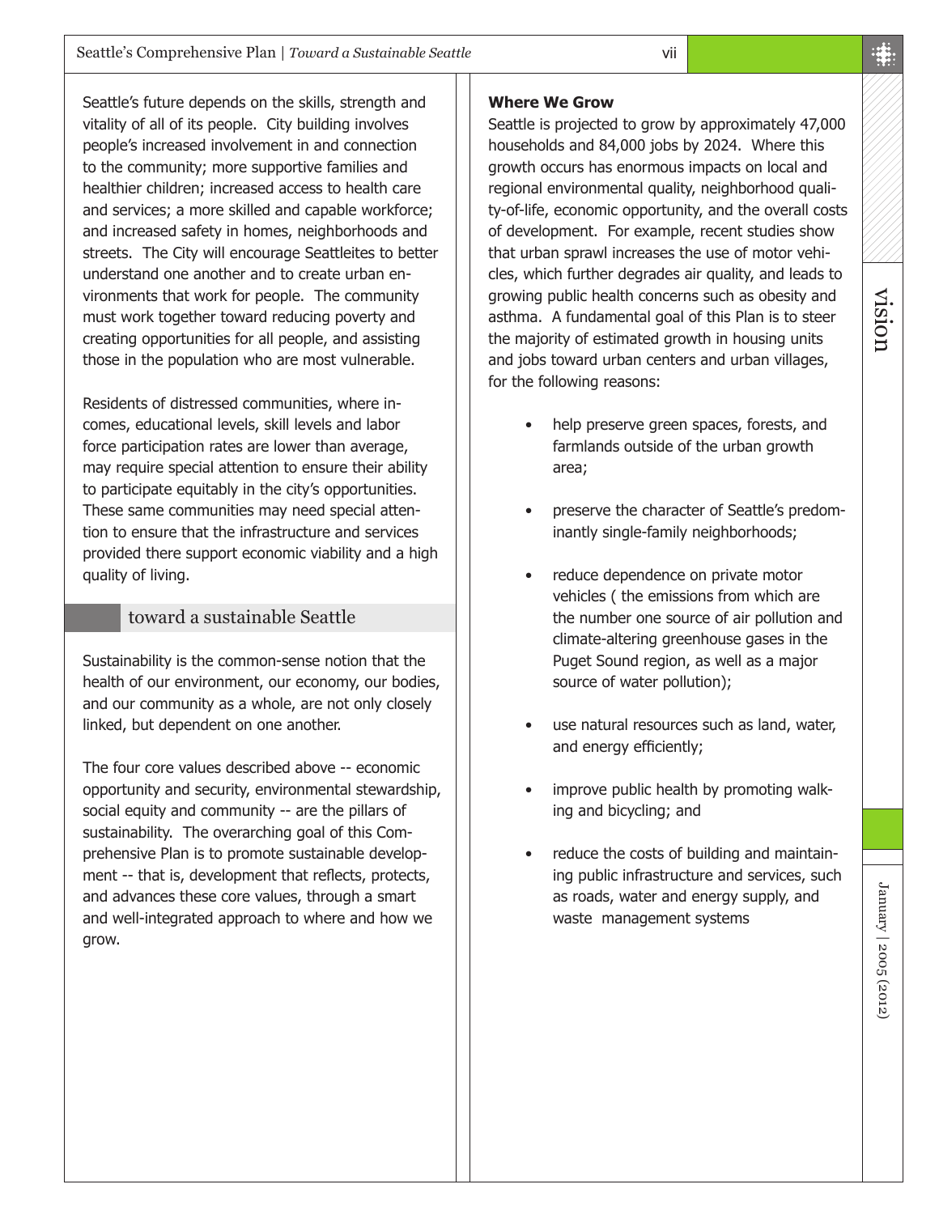Seattle's future depends on the skills, strength and vitality of all of its people. City building involves people's increased involvement in and connection to the community; more supportive families and healthier children; increased access to health care and services; a more skilled and capable workforce; and increased safety in homes, neighborhoods and streets. The City will encourage Seattleites to better understand one another and to create urban environments that work for people. The community must work together toward reducing poverty and creating opportunities for all people, and assisting those in the population who are most vulnerable.

Residents of distressed communities, where incomes, educational levels, skill levels and labor force participation rates are lower than average, may require special attention to ensure their ability to participate equitably in the city's opportunities. These same communities may need special attention to ensure that the infrastructure and services provided there support economic viability and a high quality of living.

## toward a sustainable Seattle

Sustainability is the common-sense notion that the health of our environment, our economy, our bodies, and our community as a whole, are not only closely linked, but dependent on one another.

The four core values described above -- economic opportunity and security, environmental stewardship, social equity and community -- are the pillars of sustainability. The overarching goal of this Comprehensive Plan is to promote sustainable development -- that is, development that reflects, protects, and advances these core values, through a smart and well-integrated approach to where and how we grow.

**Where We Grow**

Seattle is projected to grow by approximately 47,000 households and 84,000 jobs by 2024. Where this growth occurs has enormous impacts on local and regional environmental quality, neighborhood quality-of-life, economic opportunity, and the overall costs of development. For example, recent studies show that urban sprawl increases the use of motor vehicles, which further degrades air quality, and leads to growing public health concerns such as obesity and asthma. A fundamental goal of this Plan is to steer the majority of estimated growth in housing units and jobs toward urban centers and urban villages, for the following reasons:

- help preserve green spaces, forests, and farmlands outside of the urban growth area;
- preserve the character of Seattle's predominantly single-family neighborhoods;
- reduce dependence on private motor vehicles ( the emissions from which are the number one source of air pollution and climate-altering greenhouse gases in the Puget Sound region, as well as a major source of water pollution);
- use natural resources such as land, water, and energy efficiently;
- improve public health by promoting walking and bicycling; and
- reduce the costs of building and maintaining public infrastructure and services, such as roads, water and energy supply, and waste management systems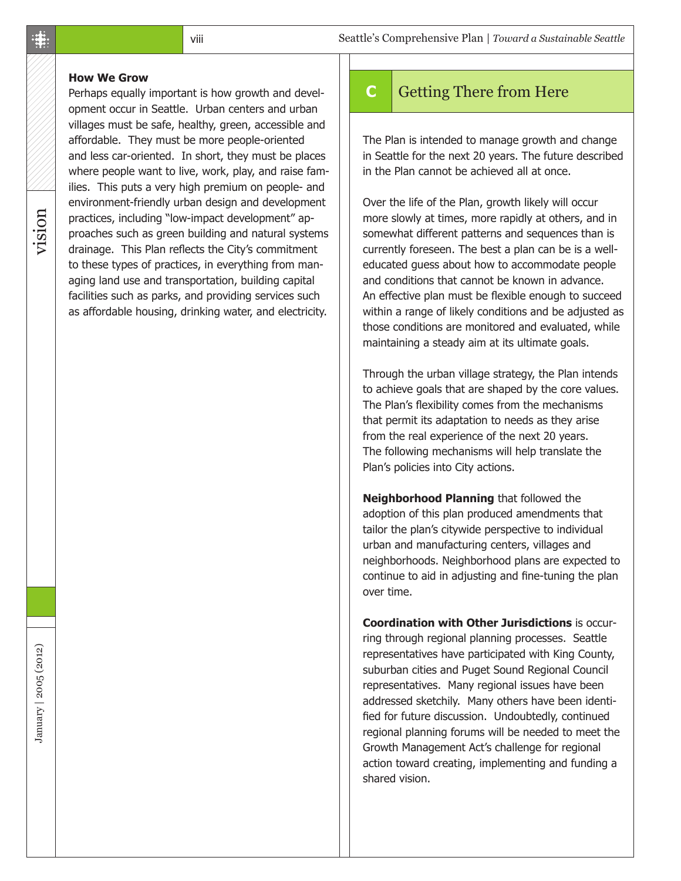**How We Grow**

Perhaps equally important is how growth and development occur in Seattle. Urban centers and urban villages must be safe, healthy, green, accessible and affordable. They must be more people-oriented and less car-oriented. In short, they must be places where people want to live, work, play, and raise families. This puts a very high premium on people- and environment-friendly urban design and development practices, including "low-impact development" approaches such as green building and natural systems drainage. This Plan reflects the City's commitment to these types of practices, in everything from managing land use and transportation, building capital facilities such as parks, and providing services such as affordable housing, drinking water, and electricity.

## C Getting There from Here

The Plan is intended to manage growth and change in Seattle for the next 20 years. The future described in the Plan cannot be achieved all at once.

Over the life of the Plan, growth likely will occur more slowly at times, more rapidly at others, and in somewhat different patterns and sequences than is currently foreseen. The best a plan can be is a well-educated guess about how to accommodate people and conditions that cannot be known in advance. An effective plan must be flexible enough to succeed within a range of likely conditions and be adjusted as those conditions are monitored and evaluated, while maintaining a steady aim at its ultimate goals.

Through the urban village strategy, the Plan intends to achieve goals that are shaped by the core values. The Plan's flexibility comes from the mechanisms that permit its adaptation to needs as they arise from the real experience of the next 20 years. The following mechanisms will help translate the Plan's policies into City actions.

**Neighborhood Planning** that followed the adoption of this plan produced amendments that tailor the plan's citywide perspective to individual urban and manufacturing centers, villages and neighborhoods. Neighborhood plans are expected to continue to aid in adjusting and fine-tuning the plan over time.

**Coordination with Other Jurisdictions** is occurring through regional planning processes. Seattle representatives have participated with King County, suburban cities and Puget Sound Regional Council representatives. Many regional issues have been addressed sketchily. Many others have been identified for future discussion. Undoubtedly, continued regional planning forums will be needed to meet the Growth Management Act's challenge for regional action toward creating, implementing and funding a shared vision.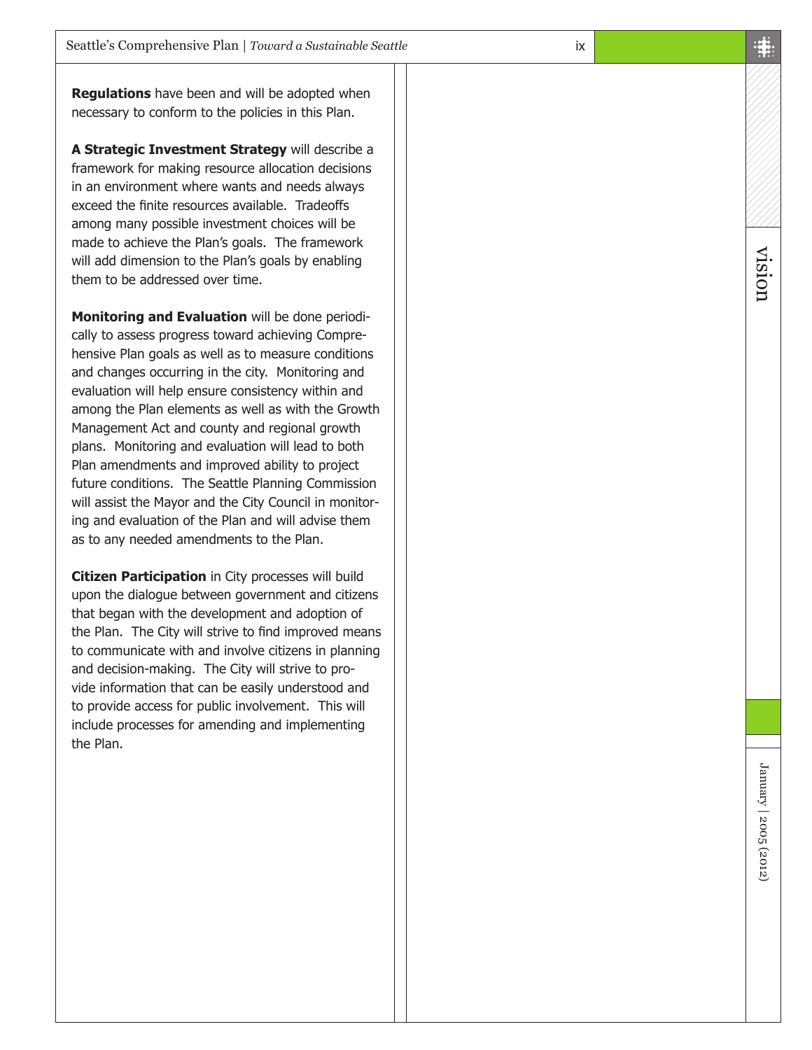**Regulations** have been and will be adopted when necessary to conform to the policies in this Plan.

**A Strategic Investment Strategy** will describe a framework for making resource allocation decisions in an environment where wants and needs always exceed the finite resources available. Tradeoffs among many possible investment choices will be made to achieve the Plan's goals. The framework will add dimension to the Plan's goals by enabling them to be addressed over time.

**Monitoring and Evaluation** will be done periodically to assess progress toward achieving Comprehensive Plan goals as well as to measure conditions and changes occurring in the city. Monitoring and evaluation will help ensure consistency within and among the Plan elements as well as with the Growth Management Act and county and regional growth plans. Monitoring and evaluation will lead to both Plan amendments and improved ability to project future conditions. The Seattle Planning Commission will assist the Mayor and the City Council in monitoring and evaluation of the Plan and will advise them as to any needed amendments to the Plan.

**Citizen Participation** in City processes will build upon the dialogue between government and citizens that began with the development and adoption of the Plan. The City will strive to find improved means to communicate with and involve citizens in planning and decision-making. The City will strive to provide information that can be easily understood and to provide access for public involvement. This will include processes for amending and implementing the Plan.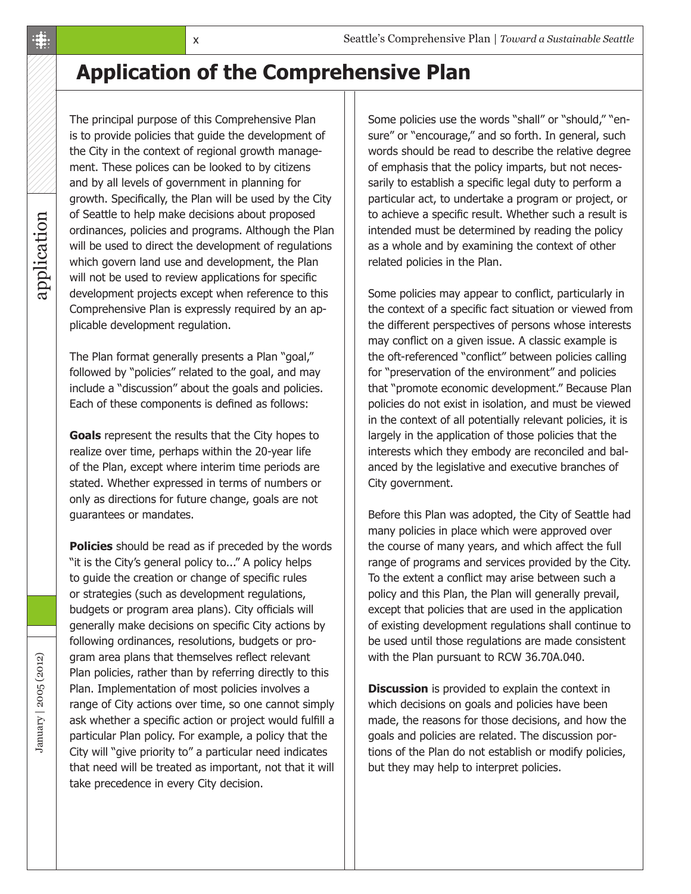# Application of the Comprehensive Plan

The principal purpose of this Comprehensive Plan is to provide policies that guide the development of the City in the context of regional growth management. These polices can be looked to by citizens and by all levels of government in planning for growth. Specifically, the Plan will be used by the City of Seattle to help make decisions about proposed ordinances, policies and programs. Although the Plan will be used to direct the development of regulations which govern land use and development, the Plan will not be used to review applications for specific development projects except when reference to this Comprehensive Plan is expressly required by an applicable development regulation.

The Plan format generally presents a Plan "goal," followed by "policies" related to the goal, and may include a "discussion" about the goals and policies. Each of these components is defined as follows:

**Goals** represent the results that the City hopes to realize over time, perhaps within the 20-year life of the Plan, except where interim time periods are stated. Whether expressed in terms of numbers or only as directions for future change, goals are not guarantees or mandates.

**Policies** should be read as if preceded by the words "it is the City's general policy to..." A policy helps to guide the creation or change of specific rules or strategies (such as development regulations, budgets or program area plans). City officials will generally make decisions on specific City actions by following ordinances, resolutions, budgets or program area plans that themselves reflect relevant Plan policies, rather than by referring directly to this Plan. Implementation of most policies involves a range of City actions over time, so one cannot simply ask whether a specific action or project would fulfill a particular Plan policy. For example, a policy that the City will "give priority to" a particular need indicates that need will be treated as important, not that it will take precedence in every City decision.

Some policies use the words "shall" or "should," "ensure" or "encourage," and so forth. In general, such words should be read to describe the relative degree of emphasis that the policy imparts, but not necessarily to establish a specific legal duty to perform a particular act, to undertake a program or project, or to achieve a specific result. Whether such a result is intended must be determined by reading the policy as a whole and by examining the context of other related policies in the Plan.

Some policies may appear to conflict, particularly in the context of a specific fact situation or viewed from the different perspectives of persons whose interests may conflict on a given issue. A classic example is the oft-referenced "conflict" between policies calling for "preservation of the environment" and policies that "promote economic development." Because Plan policies do not exist in isolation, and must be viewed in the context of all potentially relevant policies, it is largely in the application of those policies that the interests which they embody are reconciled and balanced by the legislative and executive branches of City government.

Before this Plan was adopted, the City of Seattle had many policies in place which were approved over the course of many years, and which affect the full range of programs and services provided by the City. To the extent a conflict may arise between such a policy and this Plan, the Plan will generally prevail, except that policies that are used in the application of existing development regulations shall continue to be used until those regulations are made consistent with the Plan pursuant to RCW 36.70A.040.

**Discussion** is provided to explain the context in which decisions on goals and policies have been made, the reasons for those decisions, and how the goals and policies are related. The discussion portions of the Plan do not establish or modify policies, but they may help to interpret policies.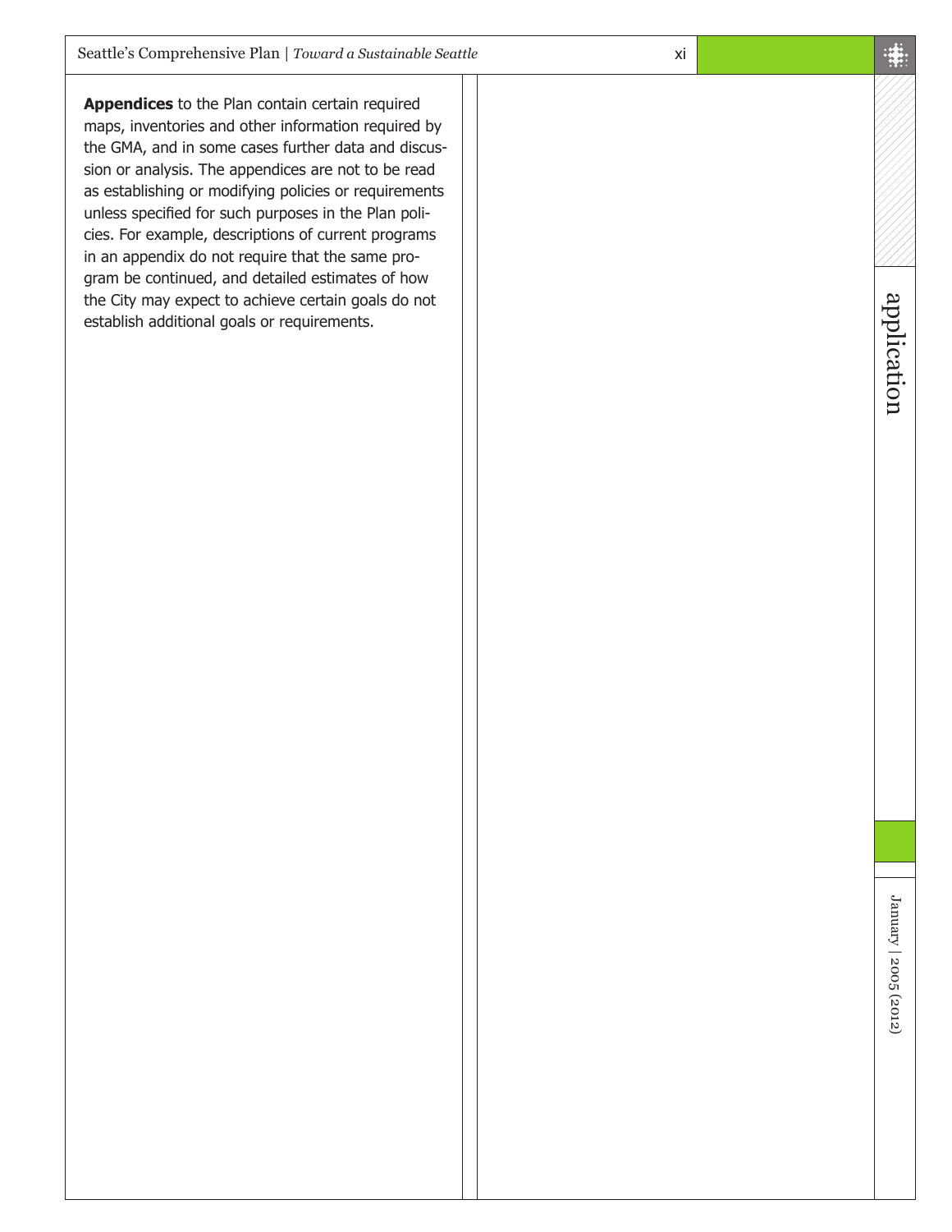**Appendices** to the Plan contain certain required maps, inventories and other information required by the GMA, and in some cases further data and discussion or analysis. The appendices are not to be read as establishing or modifying policies or requirements unless specified for such purposes in the Plan policies. For example, descriptions of current programs in an appendix do not require that the same program be continued, and detailed estimates of how the City may expect to achieve certain goals do not establish additional goals or requirements.